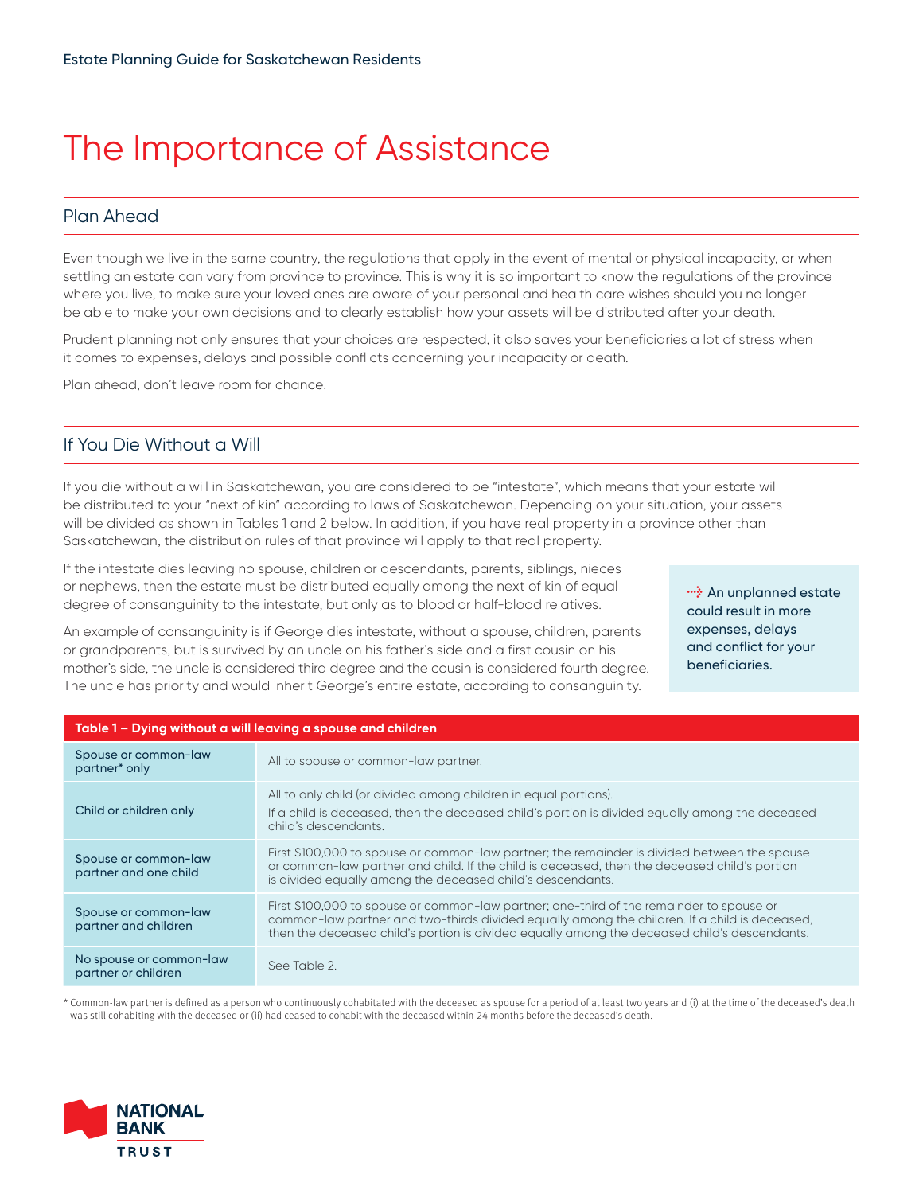# The Importance of Assistance

## Plan Ahead

Even though we live in the same country, the regulations that apply in the event of mental or physical incapacity, or when settling an estate can vary from province to province. This is why it is so important to know the regulations of the province where you live, to make sure your loved ones are aware of your personal and health care wishes should you no longer be able to make your own decisions and to clearly establish how your assets will be distributed after your death.

Prudent planning not only ensures that your choices are respected, it also saves your beneficiaries a lot of stress when it comes to expenses, delays and possible conflicts concerning your incapacity or death.

Plan ahead, don't leave room for chance.

## If You Die Without a Will

If you die without a will in Saskatchewan, you are considered to be "intestate", which means that your estate will be distributed to your "next of kin" according to laws of Saskatchewan. Depending on your situation, your assets will be divided as shown in Tables 1 and 2 below. In addition, if you have real property in a province other than Saskatchewan, the distribution rules of that province will apply to that real property.

If the intestate dies leaving no spouse, children or descendants, parents, siblings, nieces or nephews, then the estate must be distributed equally among the next of kin of equal degree of consanguinity to the intestate, but only as to blood or half-blood relatives.

An example of consanguinity is if George dies intestate, without a spouse, children, parents or grandparents, but is survived by an uncle on his father's side and a first cousin on his mother's side, the uncle is considered third degree and the cousin is considered fourth degree. The uncle has priority and would inherit George's entire estate, according to consanguinity.

An unplanned estate could result in more expenses, delays and conflict for your beneficiaries.

**Table 1 – Dying without a will leaving a spouse and children**

| | |
|---|---|
| Spouse or common-law partner* only | All to spouse or common-law partner. |
| Child or children only | All to only child (or divided among children in equal portions).<br>If a child is deceased, then the deceased child's portion is divided equally among the deceased child's descendants. |
| Spouse or common-law partner and one child | First $100,000 to spouse or common-law partner; the remainder is divided between the spouse or common-law partner and child. If the child is deceased, then the deceased child's portion is divided equally among the deceased child's descendants. |
| Spouse or common-law partner and children | First $100,000 to spouse or common-law partner; one-third of the remainder to spouse or common-law partner and two-thirds divided equally among the children. If a child is deceased, then the deceased child's portion is divided equally among the deceased child's descendants. |
| No spouse or common-law partner or children | See Table 2. |

\* Common-law partner is defined as a person who continuously cohabitated with the deceased as spouse for a period of at least two years and (i) at the time of the deceased's death was still cohabiting with the deceased or (ii) had ceased to cohabit with the deceased within 24 months before the deceased's death.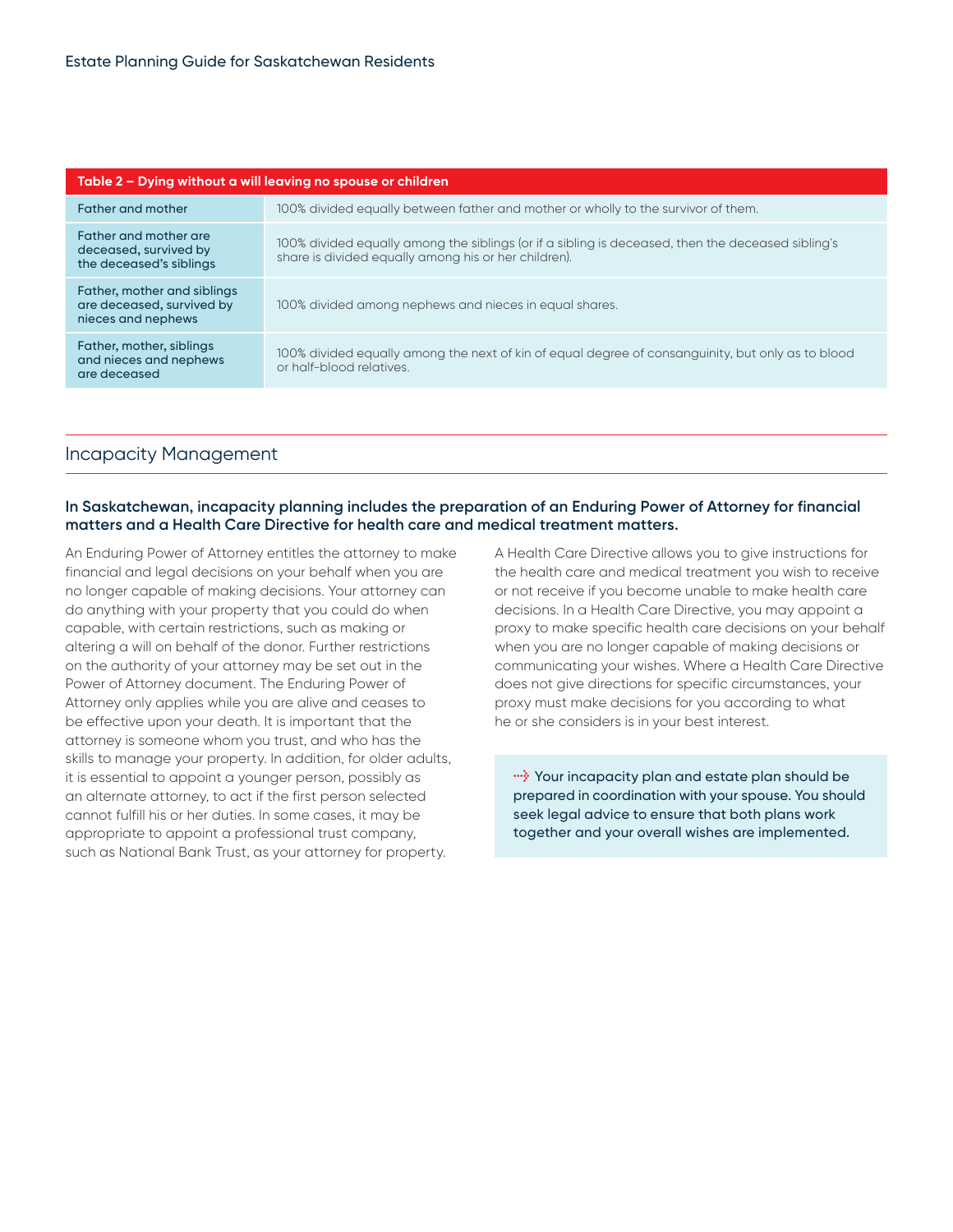| Table 2 – Dying without a will leaving no spouse or children | |
|---|---|
| Father and mother | 100% divided equally between father and mother or wholly to the survivor of them. |
| Father and mother are deceased, survived by the deceased's siblings | 100% divided equally among the siblings (or if a sibling is deceased, then the deceased sibling's share is divided equally among his or her children). |
| Father, mother and siblings are deceased, survived by nieces and nephews | 100% divided among nephews and nieces in equal shares. |
| Father, mother, siblings and nieces and nephews are deceased | 100% divided equally among the next of kin of equal degree of consanguinity, but only as to blood or half-blood relatives. |

## Incapacity Management

**In Saskatchewan, incapacity planning includes the preparation of an Enduring Power of Attorney for financial matters and a Health Care Directive for health care and medical treatment matters.**

An Enduring Power of Attorney entitles the attorney to make financial and legal decisions on your behalf when you are no longer capable of making decisions. Your attorney can do anything with your property that you could do when capable, with certain restrictions, such as making or altering a will on behalf of the donor. Further restrictions on the authority of your attorney may be set out in the Power of Attorney document. The Enduring Power of Attorney only applies while you are alive and ceases to be effective upon your death. It is important that the attorney is someone whom you trust, and who has the skills to manage your property. In addition, for older adults, it is essential to appoint a younger person, possibly as an alternate attorney, to act if the first person selected cannot fulfill his or her duties. In some cases, it may be appropriate to appoint a professional trust company, such as National Bank Trust, as your attorney for property.

A Health Care Directive allows you to give instructions for the health care and medical treatment you wish to receive or not receive if you become unable to make health care decisions. In a Health Care Directive, you may appoint a proxy to make specific health care decisions on your behalf when you are no longer capable of making decisions or communicating your wishes. Where a Health Care Directive does not give directions for specific circumstances, your proxy must make decisions for you according to what he or she considers is in your best interest.

Your incapacity plan and estate plan should be prepared in coordination with your spouse. You should seek legal advice to ensure that both plans work together and your overall wishes are implemented.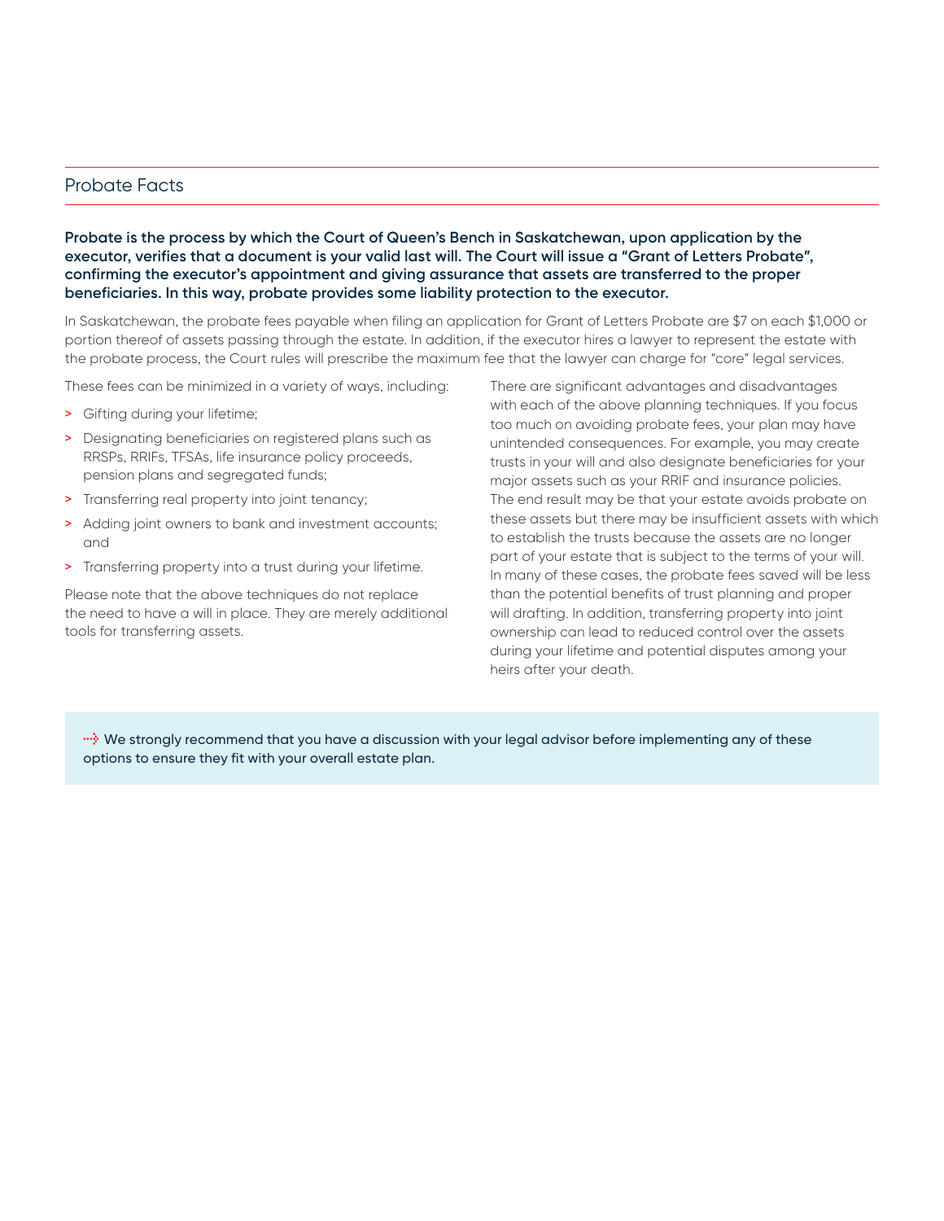## Probate Facts

**Probate is the process by which the Court of Queen's Bench in Saskatchewan, upon application by the executor, verifies that a document is your valid last will. The Court will issue a "Grant of Letters Probate", confirming the executor's appointment and giving assurance that assets are transferred to the proper beneficiaries. In this way, probate provides some liability protection to the executor.**

In Saskatchewan, the probate fees payable when filing an application for Grant of Letters Probate are $7 on each $1,000 or portion thereof of assets passing through the estate. In addition, if the executor hires a lawyer to represent the estate with the probate process, the Court rules will prescribe the maximum fee that the lawyer can charge for "core" legal services.

These fees can be minimized in a variety of ways, including:

- Gifting during your lifetime;
- Designating beneficiaries on registered plans such as RRSPs, RRIFs, TFSAs, life insurance policy proceeds, pension plans and segregated funds;
- Transferring real property into joint tenancy;
- Adding joint owners to bank and investment accounts; and
- Transferring property into a trust during your lifetime.

Please note that the above techniques do not replace the need to have a will in place. They are merely additional tools for transferring assets.

There are significant advantages and disadvantages with each of the above planning techniques. If you focus too much on avoiding probate fees, your plan may have unintended consequences. For example, you may create trusts in your will and also designate beneficiaries for your major assets such as your RRIF and insurance policies. The end result may be that your estate avoids probate on these assets but there may be insufficient assets with which to establish the trusts because the assets are no longer part of your estate that is subject to the terms of your will. In many of these cases, the probate fees saved will be less than the potential benefits of trust planning and proper will drafting. In addition, transferring property into joint ownership can lead to reduced control over the assets during your lifetime and potential disputes among your heirs after your death.

**We strongly recommend that you have a discussion with your legal advisor before implementing any of these options to ensure they fit with your overall estate plan.**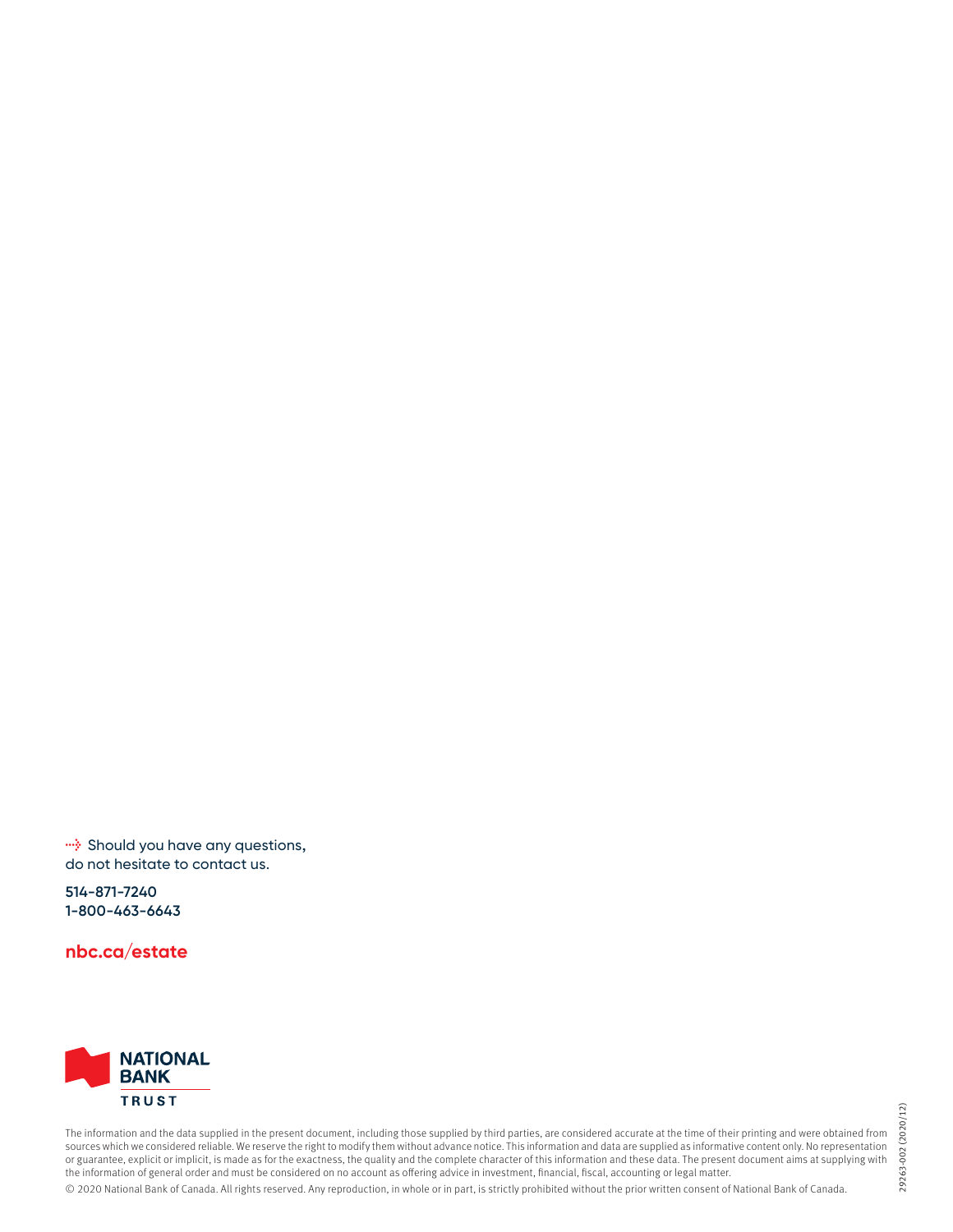Should you have any questions, do not hesitate to contact us.

**514-871-7240**
**1-800-463-6643**

**nbc.ca/estate**

NATIONAL BANK
TRUST

The information and the data supplied in the present document, including those supplied by third parties, are considered accurate at the time of their printing and were obtained from sources which we considered reliable. We reserve the right to modify them without advance notice. This information and data are supplied as informative content only. No representation or guarantee, explicit or implicit, is made as for the exactness, the quality and the complete character of this information and these data. The present document aims at supplying with the information of general order and must be considered on no account as offering advice in investment, financial, fiscal, accounting or legal matter.

© 2020 National Bank of Canada. All rights reserved. Any reproduction, in whole or in part, is strictly prohibited without the prior written consent of National Bank of Canada.

29263-002 (2020/12)